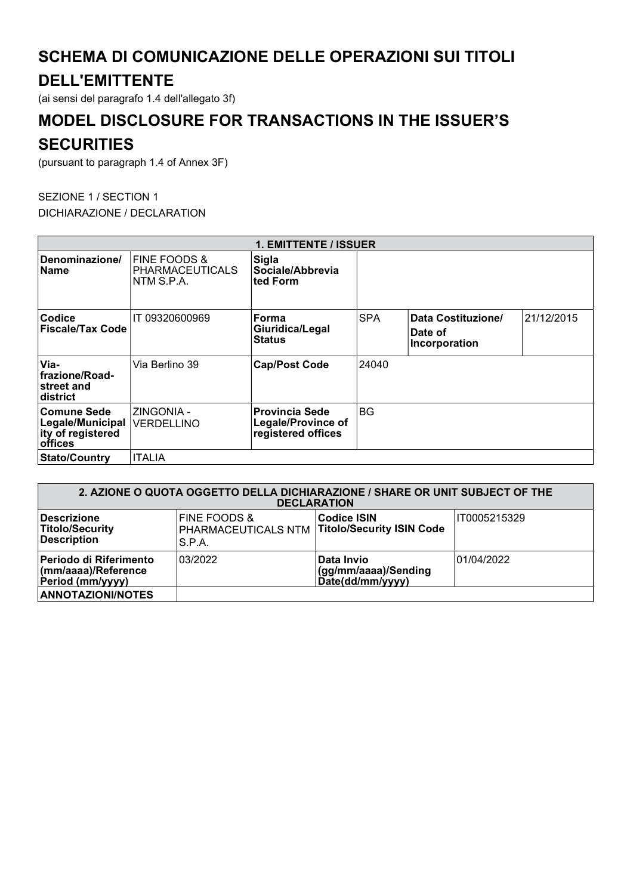# SCHEMA DI COMUNICAZIONE DELLE OPERAZIONI SUI TITOLI DELL'EMITTENTE

(ai sensi del paragrafo 1.4 dell'allegato 3f)

# MODEL DISCLOSURE FOR TRANSACTIONS IN THE ISSUER'S SECURITIES

(pursuant to paragraph 1.4 of Annex 3F)

SEZIONE 1 / SECTION 1

DICHIARAZIONE / DECLARATION

| 1. EMITTENTE / ISSUER | | | | | |
|---|---|---|---|---|---|
| **Denominazione/ Name** | FINE FOODS & PHARMACEUTICALS NTM S.P.A. | **Sigla Sociale/Abbreviated Form** | | | |
| **Codice Fiscale/Tax Code** | IT 09320600969 | **Forma Giuridica/Legal Status** | SPA | **Data Costituzione/ Date of Incorporation** | 21/12/2015 |
| **Via-frazione/Road-street and district** | Via Berlino 39 | **Cap/Post Code** | 24040 | | |
| **Comune Sede Legale/Municipality of registered offices** | ZINGONIA - VERDELLINO | **Provincia Sede Legale/Province of registered offices** | BG | | |
| **Stato/Country** | ITALIA | | | | |

| 2. AZIONE O QUOTA OGGETTO DELLA DICHIARAZIONE / SHARE OR UNIT SUBJECT OF THE DECLARATION | | | |
|---|---|---|---|
| **Descrizione Titolo/Security Description** | FINE FOODS & PHARMACEUTICALS NTM S.P.A. | **Codice ISIN Titolo/Security ISIN Code** | IT0005215329 |
| **Periodo di Riferimento (mm/aaaa)/Reference Period (mm/yyyy)** | 03/2022 | **Data Invio (gg/mm/aaaa)/Sending Date(dd/mm/yyyy)** | 01/04/2022 |
| **ANNOTAZIONI/NOTES** | | | |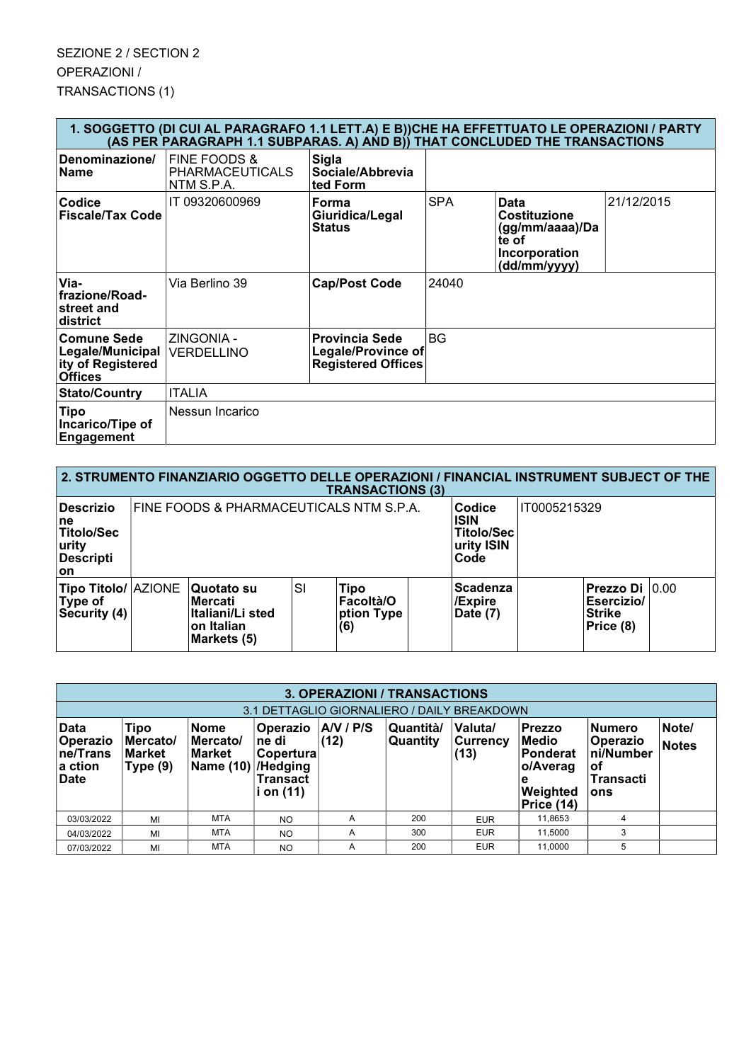SEZIONE 2 / SECTION 2

OPERAZIONI /

TRANSACTIONS (1)

| 1. SOGGETTO (DI CUI AL PARAGRAFO 1.1 LETT.A) E B))CHE HA EFFETTUATO LE OPERAZIONI / PARTY (AS PER PARAGRAPH 1.1 SUBPARAS. A) AND B)) THAT CONCLUDED THE TRANSACTIONS | | | | | |
|---|---|---|---|---|---|
| **Denominazione/ Name** | FINE FOODS & PHARMACEUTICALS NTM S.P.A. | **Sigla Sociale/Abbreviated Form** | | | |
| **Codice Fiscale/Tax Code** | IT 09320600969 | **Forma Giuridica/Legal Status** | SPA | **Data Costituzione (gg/mm/aaaa)/Date of Incorporation (dd/mm/yyyy)** | 21/12/2015 |
| **Via-frazione/Road-street and district** | Via Berlino 39 | **Cap/Post Code** | 24040 | | |
| **Comune Sede Legale/Municipality of Registered Offices** | ZINGONIA - VERDELLINO | **Provincia Sede Legale/Province of Registered Offices** | BG | | |
| **Stato/Country** | ITALIA | | | | |
| **Tipo Incarico/Tipe of Engagement** | Nessun Incarico | | | | |

| 2. STRUMENTO FINANZIARIO OGGETTO DELLE OPERAZIONI / FINANCIAL INSTRUMENT SUBJECT OF THE TRANSACTIONS (3) | | | | | | | | | |
|---|---|---|---|---|---|---|---|---|---|
| **Descrizione Titolo/Security Description** | FINE FOODS & PHARMACEUTICALS NTM S.P.A. | | | | | **Codice ISIN Titolo/Security ISIN Code** | IT0005215329 | | |
| **Tipo Titolo/ Type of Security (4)** | AZIONE | **Quotato su Mercati Italiani/Listed on Italian Markets (5)** | SI | **Tipo Facoltà/Option Type (6)** | | **Scadenza /Expire Date (7)** | | **Prezzo Di Esercizio/ Strike Price (8)** | 0.00 |

| 3. OPERAZIONI / TRANSACTIONS | | | | | | | | | |
|---|---|---|---|---|---|---|---|---|---|
| 3.1 DETTAGLIO GIORNALIERO / DAILY BREAKDOWN | | | | | | | | | |
| **Data Operazione/Transaction Date** | **Tipo Mercato/ Market Type (9)** | **Nome Mercato/ Market Name (10)** | **Operazione di Copertura /Hedging Transaction (11)** | **A/V / P/S (12)** | **Quantità/ Quantity** | **Valuta/ Currency (13)** | **Prezzo Medio Ponderato/Average Weighted Price (14)** | **Numero Operazioni/Number of Transactions** | **Note/ Notes** |
| 03/03/2022 | MI | MTA | NO | A | 200 | EUR | 11,8653 | 4 | |
| 04/03/2022 | MI | MTA | NO | A | 300 | EUR | 11,5000 | 3 | |
| 07/03/2022 | MI | MTA | NO | A | 200 | EUR | 11,0000 | 5 | |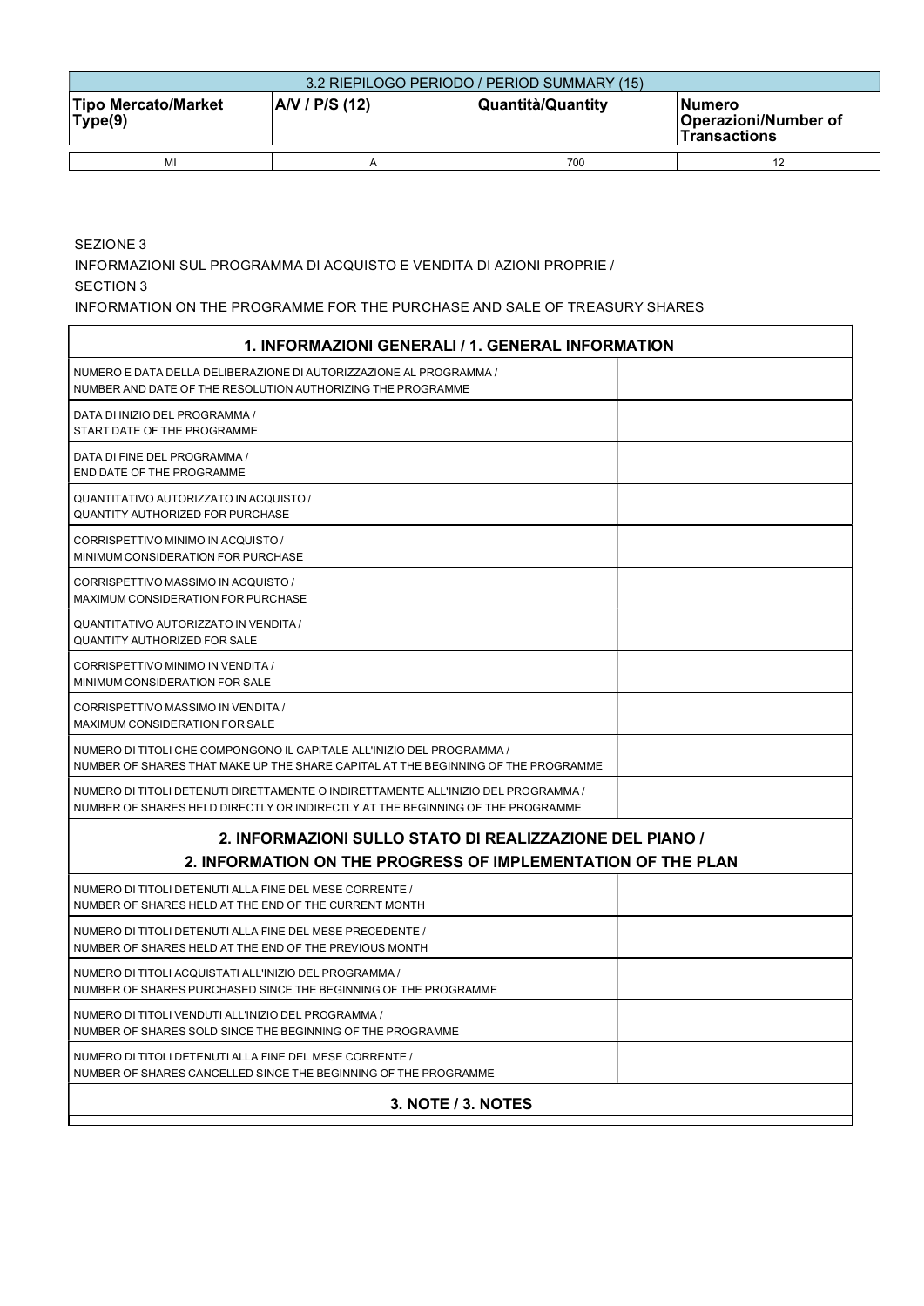| 3.2 RIEPILOGO PERIODO / PERIOD SUMMARY (15) | | | |
|---|---|---|---|
| **Tipo Mercato/Market Type(9)** | **A/V / P/S (12)** | **Quantità/Quantity** | **Numero Operazioni/Number of Transactions** |
| MI | A | 700 | 12 |

SEZIONE 3

INFORMAZIONI SUL PROGRAMMA DI ACQUISTO E VENDITA DI AZIONI PROPRIE /

SECTION 3

INFORMATION ON THE PROGRAMME FOR THE PURCHASE AND SALE OF TREASURY SHARES

| **1. INFORMAZIONI GENERALI / 1. GENERAL INFORMATION** | |
|---|---|
| NUMERO E DATA DELLA DELIBERAZIONE DI AUTORIZZAZIONE AL PROGRAMMA / NUMBER AND DATE OF THE RESOLUTION AUTHORIZING THE PROGRAMME | |
| DATA DI INIZIO DEL PROGRAMMA / START DATE OF THE PROGRAMME | |
| DATA DI FINE DEL PROGRAMMA / END DATE OF THE PROGRAMME | |
| QUANTITATIVO AUTORIZZATO IN ACQUISTO / QUANTITY AUTHORIZED FOR PURCHASE | |
| CORRISPETTIVO MINIMO IN ACQUISTO / MINIMUM CONSIDERATION FOR PURCHASE | |
| CORRISPETTIVO MASSIMO IN ACQUISTO / MAXIMUM CONSIDERATION FOR PURCHASE | |
| QUANTITATIVO AUTORIZZATO IN VENDITA / QUANTITY AUTHORIZED FOR SALE | |
| CORRISPETTIVO MINIMO IN VENDITA / MINIMUM CONSIDERATION FOR SALE | |
| CORRISPETTIVO MASSIMO IN VENDITA / MAXIMUM CONSIDERATION FOR SALE | |
| NUMERO DI TITOLI CHE COMPONGONO IL CAPITALE ALL'INIZIO DEL PROGRAMMA / NUMBER OF SHARES THAT MAKE UP THE SHARE CAPITAL AT THE BEGINNING OF THE PROGRAMME | |
| NUMERO DI TITOLI DETENUTI DIRETTAMENTE O INDIRETTAMENTE ALL'INIZIO DEL PROGRAMMA / NUMBER OF SHARES HELD DIRECTLY OR INDIRECTLY AT THE BEGINNING OF THE PROGRAMME | |
| **2. INFORMAZIONI SULLO STATO DI REALIZZAZIONE DEL PIANO / 2. INFORMATION ON THE PROGRESS OF IMPLEMENTATION OF THE PLAN** | |
| NUMERO DI TITOLI DETENUTI ALLA FINE DEL MESE CORRENTE / NUMBER OF SHARES HELD AT THE END OF THE CURRENT MONTH | |
| NUMERO DI TITOLI DETENUTI ALLA FINE DEL MESE PRECEDENTE / NUMBER OF SHARES HELD AT THE END OF THE PREVIOUS MONTH | |
| NUMERO DI TITOLI ACQUISTATI ALL'INIZIO DEL PROGRAMMA / NUMBER OF SHARES PURCHASED SINCE THE BEGINNING OF THE PROGRAMME | |
| NUMERO DI TITOLI VENDUTI ALL'INIZIO DEL PROGRAMMA / NUMBER OF SHARES SOLD SINCE THE BEGINNING OF THE PROGRAMME | |
| NUMERO DI TITOLI DETENUTI ALLA FINE DEL MESE CORRENTE / NUMBER OF SHARES CANCELLED SINCE THE BEGINNING OF THE PROGRAMME | |
| **3. NOTE / 3. NOTES** | |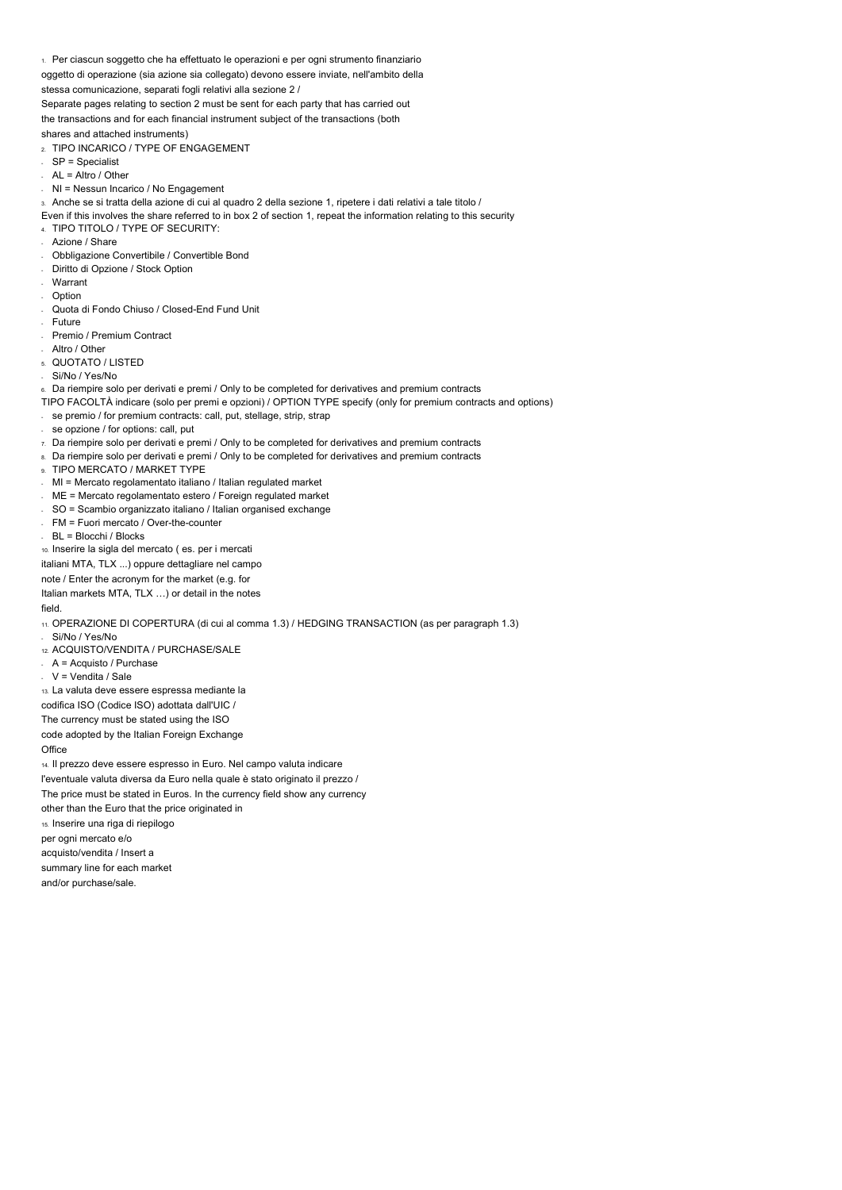1. Per ciascun soggetto che ha effettuato le operazioni e per ogni strumento finanziario oggetto di operazione (sia azione sia collegato) devono essere inviate, nell'ambito della stessa comunicazione, separati fogli relativi alla sezione 2 / Separate pages relating to section 2 must be sent for each party that has carried out the transactions and for each financial instrument subject of the transactions (both shares and attached instruments)
2. TIPO INCARICO / TYPE OF ENGAGEMENT
   - SP = Specialist
   - AL = Altro / Other
   - NI = Nessun Incarico / No Engagement
3. Anche se si tratta della azione di cui al quadro 2 della sezione 1, ripetere i dati relativi a tale titolo / Even if this involves the share referred to in box 2 of section 1, repeat the information relating to this security
4. TIPO TITOLO / TYPE OF SECURITY:
   - Azione / Share
   - Obbligazione Convertibile / Convertible Bond
   - Diritto di Opzione / Stock Option
   - Warrant
   - Option
   - Quota di Fondo Chiuso / Closed-End Fund Unit
   - Future
   - Premio / Premium Contract
   - Altro / Other
5. QUOTATO / LISTED
   - Si/No / Yes/No
6. Da riempire solo per derivati e premi / Only to be completed for derivatives and premium contracts
   TIPO FACOLTÀ indicare (solo per premi e opzioni) / OPTION TYPE specify (only for premium contracts and options)
   - se premio / for premium contracts: call, put, stellage, strip, strap
   - se opzione / for options: call, put
7. Da riempire solo per derivati e premi / Only to be completed for derivatives and premium contracts
8. Da riempire solo per derivati e premi / Only to be completed for derivatives and premium contracts
9. TIPO MERCATO / MARKET TYPE
   - MI = Mercato regolamentato italiano / Italian regulated market
   - ME = Mercato regolamentato estero / Foreign regulated market
   - SO = Scambio organizzato italiano / Italian organised exchange
   - FM = Fuori mercato / Over-the-counter
   - BL = Blocchi / Blocks
10. Inserire la sigla del mercato ( es. per i mercati italiani MTA, TLX ...) oppure dettagliare nel campo note / Enter the acronym for the market (e.g. for Italian markets MTA, TLX …) or detail in the notes field.
11. OPERAZIONE DI COPERTURA (di cui al comma 1.3) / HEDGING TRANSACTION (as per paragraph 1.3)
    - Si/No / Yes/No
12. ACQUISTO/VENDITA / PURCHASE/SALE
    - A = Acquisto / Purchase
    - V = Vendita / Sale
13. La valuta deve essere espressa mediante la codifica ISO (Codice ISO) adottata dall'UIC / The currency must be stated using the ISO code adopted by the Italian Foreign Exchange Office
14. Il prezzo deve essere espresso in Euro. Nel campo valuta indicare l'eventuale valuta diversa da Euro nella quale è stato originato il prezzo / The price must be stated in Euros. In the currency field show any currency other than the Euro that the price originated in
15. Inserire una riga di riepilogo per ogni mercato e/o acquisto/vendita / Insert a summary line for each market and/or purchase/sale.